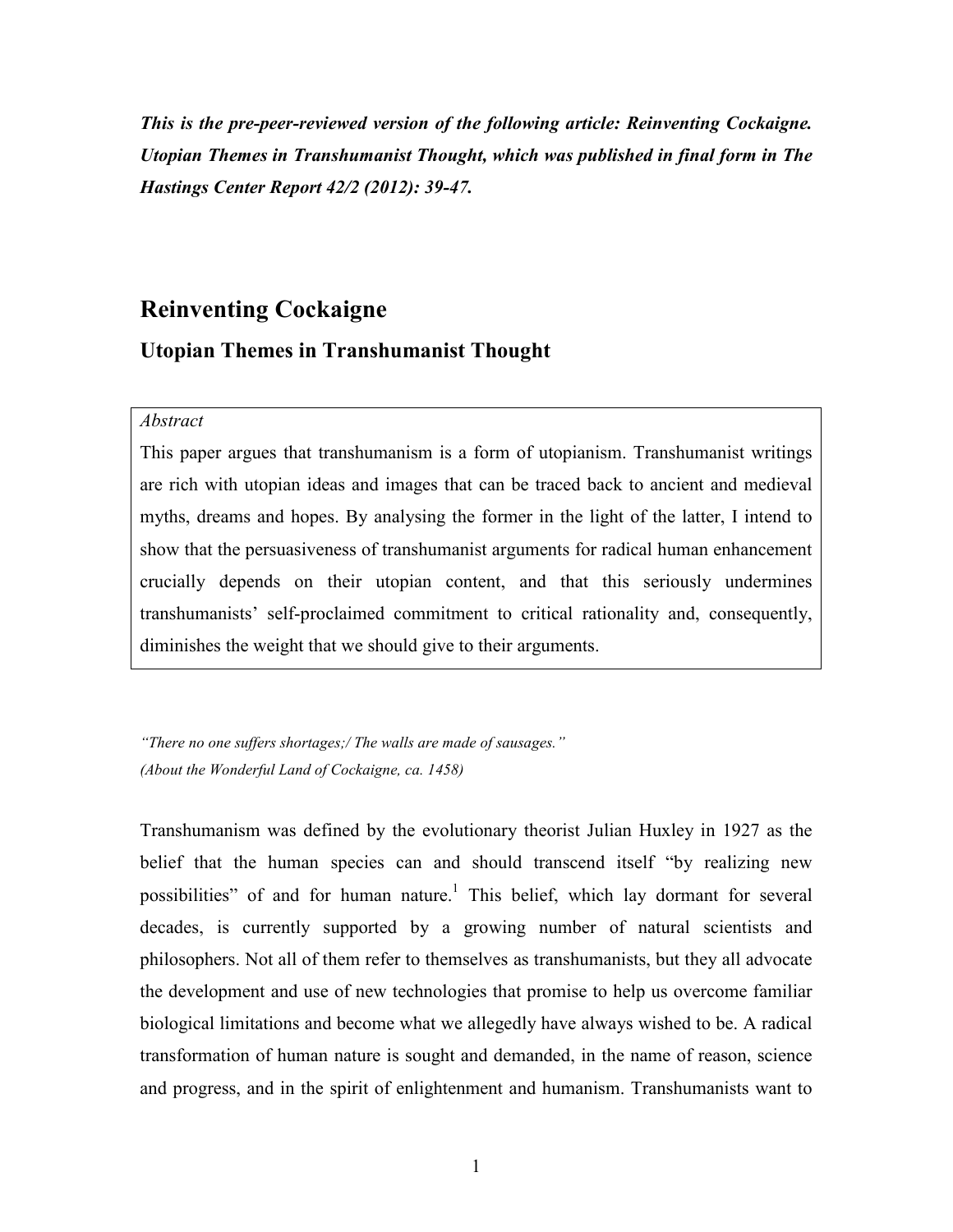*This is the pre-peer-reviewed version of the following article: Reinventing Cockaigne. Utopian Themes in Transhumanist Thought, which was published in final form in The Hastings Center Report 42/2 (2012): 39-47.*

# Reinventing Cockaigne

## Utopian Themes in Transhumanist Thought

> *Abstract*
>
> This paper argues that transhumanism is a form of utopianism. Transhumanist writings are rich with utopian ideas and images that can be traced back to ancient and medieval myths, dreams and hopes. By analysing the former in the light of the latter, I intend to show that the persuasiveness of transhumanist arguments for radical human enhancement crucially depends on their utopian content, and that this seriously undermines transhumanists' self-proclaimed commitment to critical rationality and, consequently, diminishes the weight that we should give to their arguments.

*"There no one suffers shortages;/ The walls are made of sausages."*
*(About the Wonderful Land of Cockaigne, ca. 1458)*

Transhumanism was defined by the evolutionary theorist Julian Huxley in 1927 as the belief that the human species can and should transcend itself "by realizing new possibilities" of and for human nature.[1] This belief, which lay dormant for several decades, is currently supported by a growing number of natural scientists and philosophers. Not all of them refer to themselves as transhumanists, but they all advocate the development and use of new technologies that promise to help us overcome familiar biological limitations and become what we allegedly have always wished to be. A radical transformation of human nature is sought and demanded, in the name of reason, science and progress, and in the spirit of enlightenment and humanism. Transhumanists want to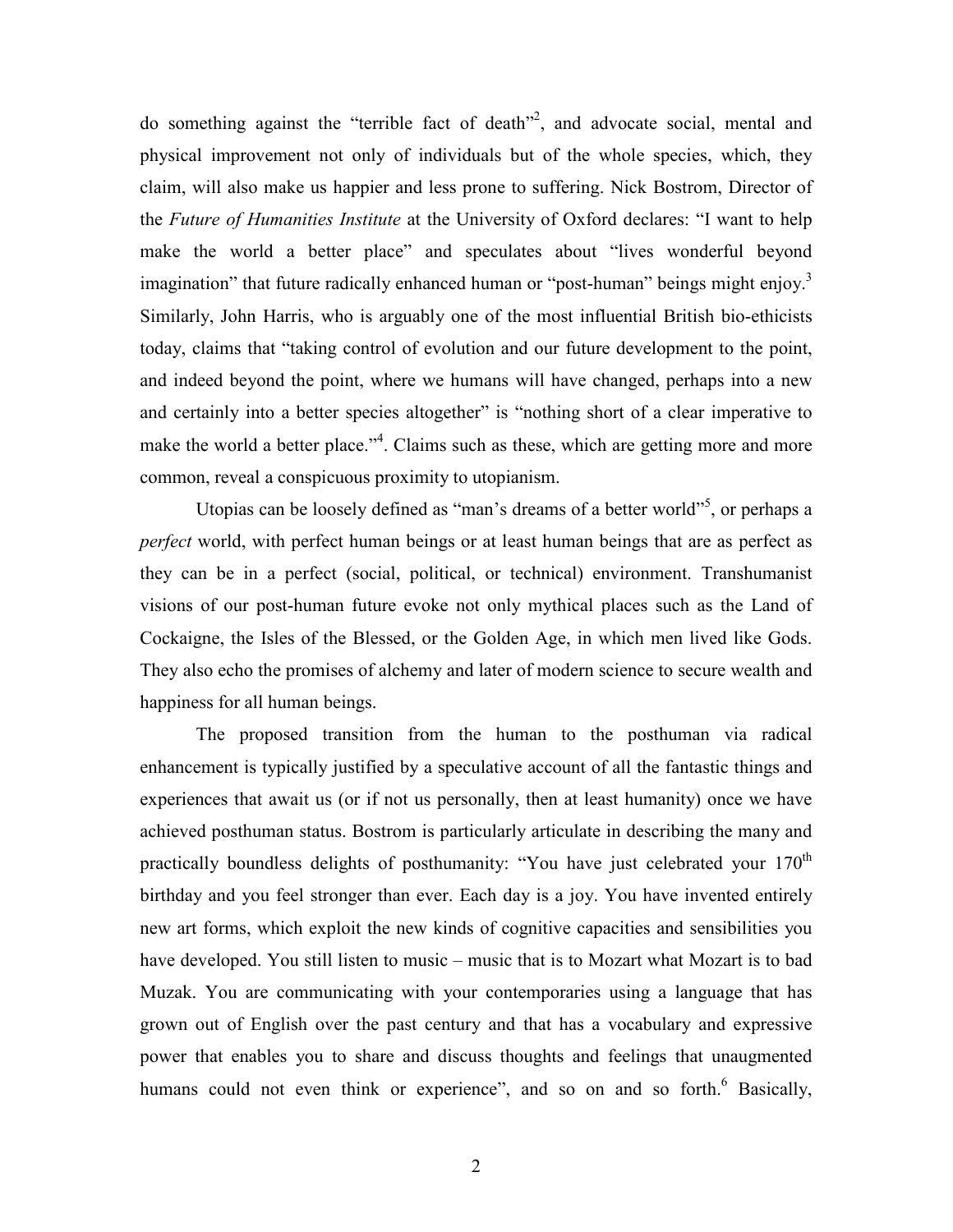do something against the "terrible fact of death"[2], and advocate social, mental and physical improvement not only of individuals but of the whole species, which, they claim, will also make us happier and less prone to suffering. Nick Bostrom, Director of the *Future of Humanities Institute* at the University of Oxford declares: "I want to help make the world a better place" and speculates about "lives wonderful beyond imagination" that future radically enhanced human or "post-human" beings might enjoy.[3] Similarly, John Harris, who is arguably one of the most influential British bio-ethicists today, claims that "taking control of evolution and our future development to the point, and indeed beyond the point, where we humans will have changed, perhaps into a new and certainly into a better species altogether" is "nothing short of a clear imperative to make the world a better place."[4]. Claims such as these, which are getting more and more common, reveal a conspicuous proximity to utopianism.

Utopias can be loosely defined as "man's dreams of a better world"[5], or perhaps a *perfect* world, with perfect human beings or at least human beings that are as perfect as they can be in a perfect (social, political, or technical) environment. Transhumanist visions of our post-human future evoke not only mythical places such as the Land of Cockaigne, the Isles of the Blessed, or the Golden Age, in which men lived like Gods. They also echo the promises of alchemy and later of modern science to secure wealth and happiness for all human beings.

The proposed transition from the human to the posthuman via radical enhancement is typically justified by a speculative account of all the fantastic things and experiences that await us (or if not us personally, then at least humanity) once we have achieved posthuman status. Bostrom is particularly articulate in describing the many and practically boundless delights of posthumanity: "You have just celebrated your 170th birthday and you feel stronger than ever. Each day is a joy. You have invented entirely new art forms, which exploit the new kinds of cognitive capacities and sensibilities you have developed. You still listen to music – music that is to Mozart what Mozart is to bad Muzak. You are communicating with your contemporaries using a language that has grown out of English over the past century and that has a vocabulary and expressive power that enables you to share and discuss thoughts and feelings that unaugmented humans could not even think or experience", and so on and so forth.[6] Basically,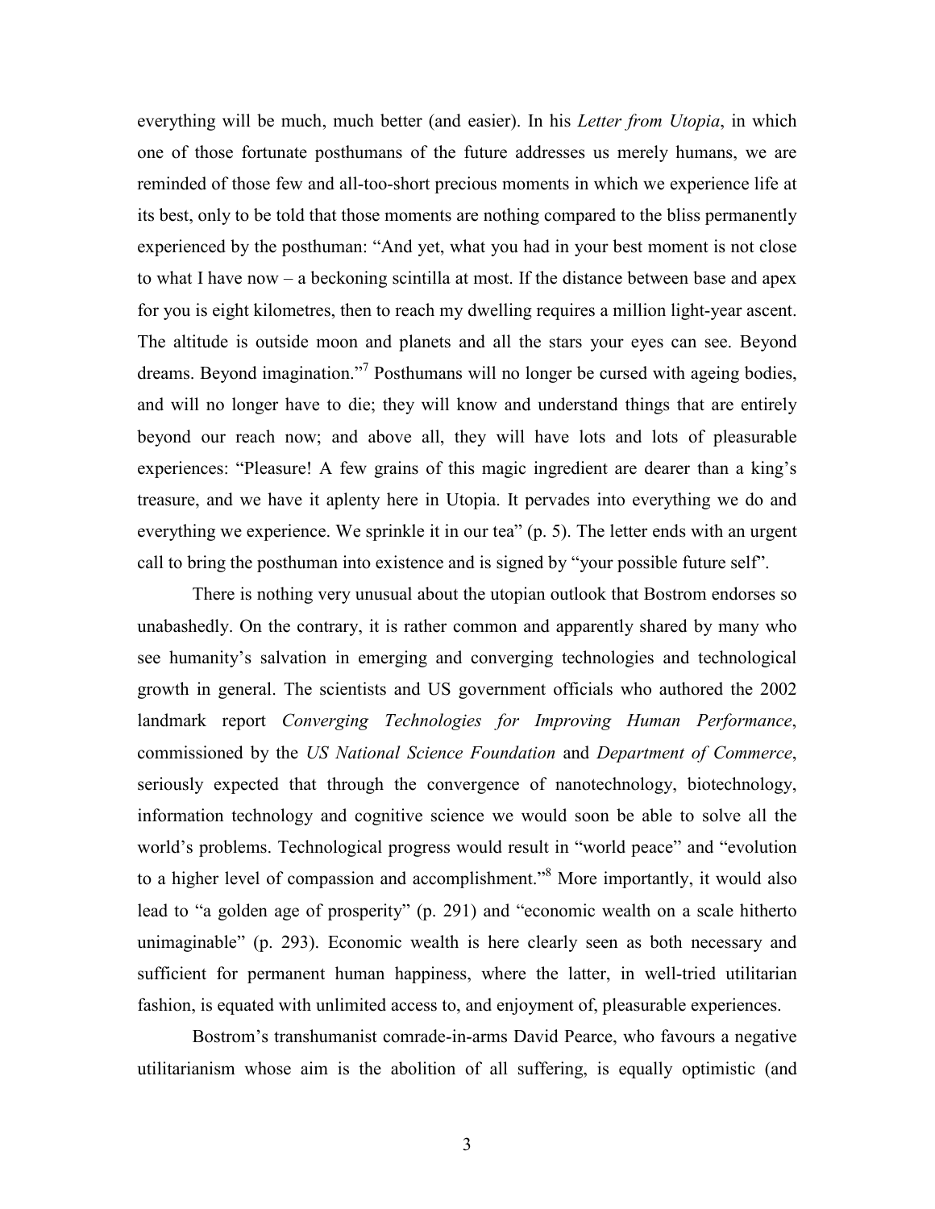everything will be much, much better (and easier). In his *Letter from Utopia*, in which one of those fortunate posthumans of the future addresses us merely humans, we are reminded of those few and all-too-short precious moments in which we experience life at its best, only to be told that those moments are nothing compared to the bliss permanently experienced by the posthuman: "And yet, what you had in your best moment is not close to what I have now – a beckoning scintilla at most. If the distance between base and apex for you is eight kilometres, then to reach my dwelling requires a million light-year ascent. The altitude is outside moon and planets and all the stars your eyes can see. Beyond dreams. Beyond imagination."[7] Posthumans will no longer be cursed with ageing bodies, and will no longer have to die; they will know and understand things that are entirely beyond our reach now; and above all, they will have lots and lots of pleasurable experiences: "Pleasure! A few grains of this magic ingredient are dearer than a king's treasure, and we have it aplenty here in Utopia. It pervades into everything we do and everything we experience. We sprinkle it in our tea" (p. 5). The letter ends with an urgent call to bring the posthuman into existence and is signed by "your possible future self".

There is nothing very unusual about the utopian outlook that Bostrom endorses so unabashedly. On the contrary, it is rather common and apparently shared by many who see humanity's salvation in emerging and converging technologies and technological growth in general. The scientists and US government officials who authored the 2002 landmark report *Converging Technologies for Improving Human Performance*, commissioned by the *US National Science Foundation* and *Department of Commerce*, seriously expected that through the convergence of nanotechnology, biotechnology, information technology and cognitive science we would soon be able to solve all the world's problems. Technological progress would result in "world peace" and "evolution to a higher level of compassion and accomplishment."[8] More importantly, it would also lead to "a golden age of prosperity" (p. 291) and "economic wealth on a scale hitherto unimaginable" (p. 293). Economic wealth is here clearly seen as both necessary and sufficient for permanent human happiness, where the latter, in well-tried utilitarian fashion, is equated with unlimited access to, and enjoyment of, pleasurable experiences.

Bostrom's transhumanist comrade-in-arms David Pearce, who favours a negative utilitarianism whose aim is the abolition of all suffering, is equally optimistic (and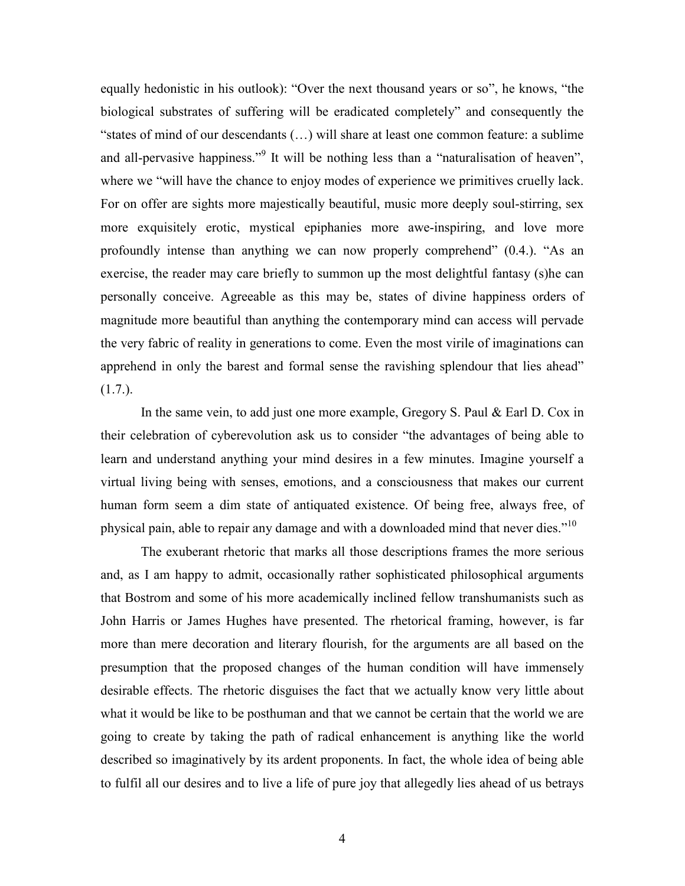equally hedonistic in his outlook): “Over the next thousand years or so”, he knows, “the biological substrates of suffering will be eradicated completely” and consequently the “states of mind of our descendants (…) will share at least one common feature: a sublime and all-pervasive happiness.”[9] It will be nothing less than a “naturalisation of heaven”, where we “will have the chance to enjoy modes of experience we primitives cruelly lack. For on offer are sights more majestically beautiful, music more deeply soul-stirring, sex more exquisitely erotic, mystical epiphanies more awe-inspiring, and love more profoundly intense than anything we can now properly comprehend” (0.4.). “As an exercise, the reader may care briefly to summon up the most delightful fantasy (s)he can personally conceive. Agreeable as this may be, states of divine happiness orders of magnitude more beautiful than anything the contemporary mind can access will pervade the very fabric of reality in generations to come. Even the most virile of imaginations can apprehend in only the barest and formal sense the ravishing splendour that lies ahead” (1.7.).

In the same vein, to add just one more example, Gregory S. Paul & Earl D. Cox in their celebration of cyberevolution ask us to consider “the advantages of being able to learn and understand anything your mind desires in a few minutes. Imagine yourself a virtual living being with senses, emotions, and a consciousness that makes our current human form seem a dim state of antiquated existence. Of being free, always free, of physical pain, able to repair any damage and with a downloaded mind that never dies.”[10]

The exuberant rhetoric that marks all those descriptions frames the more serious and, as I am happy to admit, occasionally rather sophisticated philosophical arguments that Bostrom and some of his more academically inclined fellow transhumanists such as John Harris or James Hughes have presented. The rhetorical framing, however, is far more than mere decoration and literary flourish, for the arguments are all based on the presumption that the proposed changes of the human condition will have immensely desirable effects. The rhetoric disguises the fact that we actually know very little about what it would be like to be posthuman and that we cannot be certain that the world we are going to create by taking the path of radical enhancement is anything like the world described so imaginatively by its ardent proponents. In fact, the whole idea of being able to fulfil all our desires and to live a life of pure joy that allegedly lies ahead of us betrays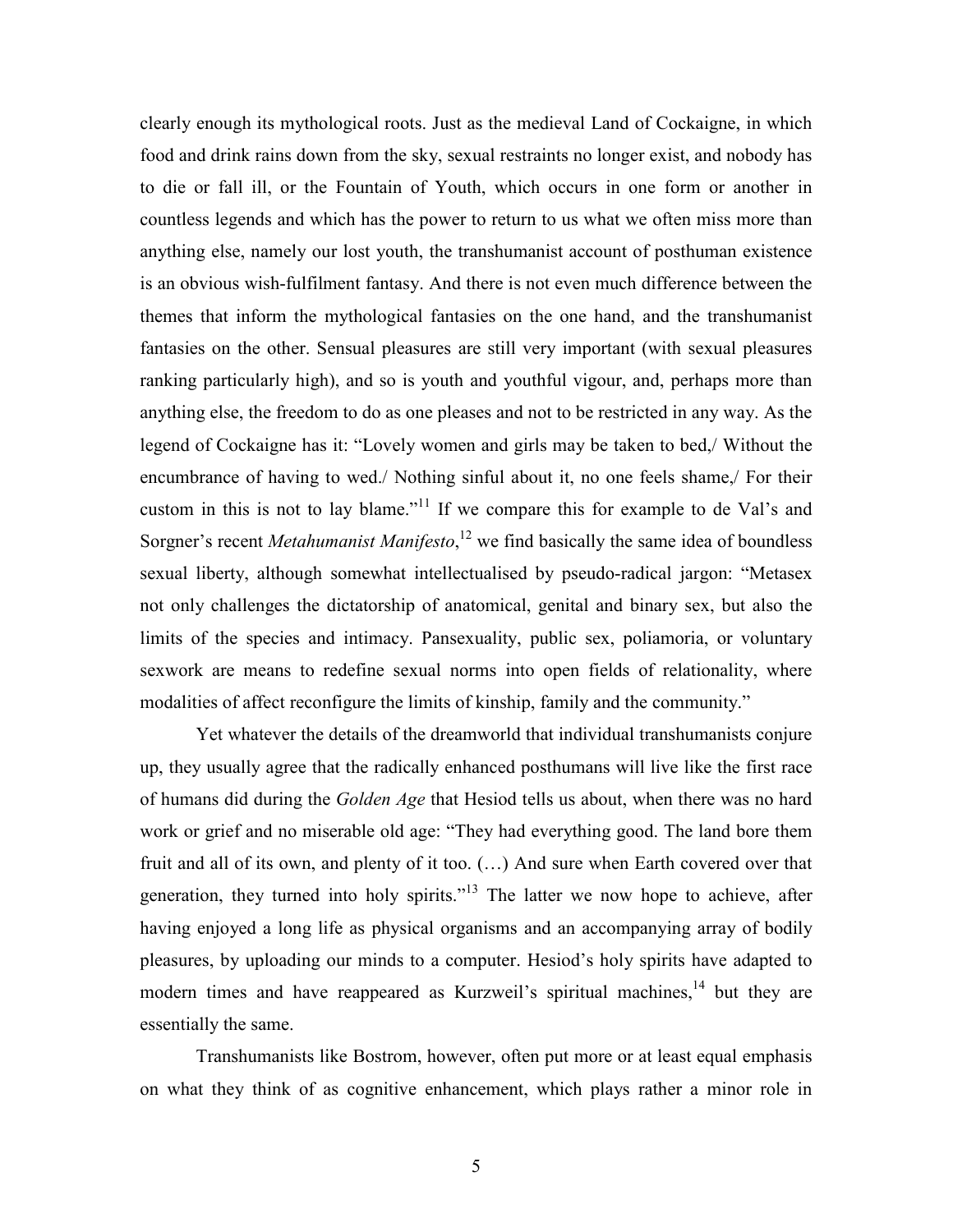clearly enough its mythological roots. Just as the medieval Land of Cockaigne, in which food and drink rains down from the sky, sexual restraints no longer exist, and nobody has to die or fall ill, or the Fountain of Youth, which occurs in one form or another in countless legends and which has the power to return to us what we often miss more than anything else, namely our lost youth, the transhumanist account of posthuman existence is an obvious wish-fulfilment fantasy. And there is not even much difference between the themes that inform the mythological fantasies on the one hand, and the transhumanist fantasies on the other. Sensual pleasures are still very important (with sexual pleasures ranking particularly high), and so is youth and youthful vigour, and, perhaps more than anything else, the freedom to do as one pleases and not to be restricted in any way. As the legend of Cockaigne has it: "Lovely women and girls may be taken to bed,/ Without the encumbrance of having to wed./ Nothing sinful about it, no one feels shame,/ For their custom in this is not to lay blame."[11] If we compare this for example to de Val's and Sorgner's recent *Metahumanist Manifesto*,[12] we find basically the same idea of boundless sexual liberty, although somewhat intellectualised by pseudo-radical jargon: "Metasex not only challenges the dictatorship of anatomical, genital and binary sex, but also the limits of the species and intimacy. Pansexuality, public sex, poliamoria, or voluntary sexwork are means to redefine sexual norms into open fields of relationality, where modalities of affect reconfigure the limits of kinship, family and the community."

Yet whatever the details of the dreamworld that individual transhumanists conjure up, they usually agree that the radically enhanced posthumans will live like the first race of humans did during the *Golden Age* that Hesiod tells us about, when there was no hard work or grief and no miserable old age: "They had everything good. The land bore them fruit and all of its own, and plenty of it too. (…) And sure when Earth covered over that generation, they turned into holy spirits."[13] The latter we now hope to achieve, after having enjoyed a long life as physical organisms and an accompanying array of bodily pleasures, by uploading our minds to a computer. Hesiod's holy spirits have adapted to modern times and have reappeared as Kurzweil's spiritual machines,[14] but they are essentially the same.

Transhumanists like Bostrom, however, often put more or at least equal emphasis on what they think of as cognitive enhancement, which plays rather a minor role in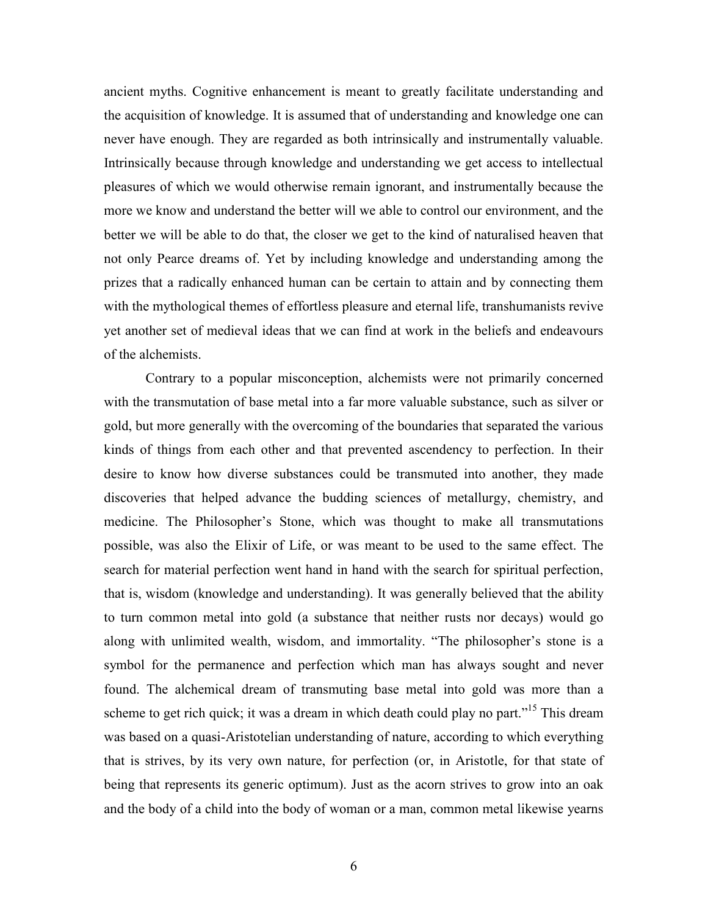ancient myths. Cognitive enhancement is meant to greatly facilitate understanding and the acquisition of knowledge. It is assumed that of understanding and knowledge one can never have enough. They are regarded as both intrinsically and instrumentally valuable. Intrinsically because through knowledge and understanding we get access to intellectual pleasures of which we would otherwise remain ignorant, and instrumentally because the more we know and understand the better will we able to control our environment, and the better we will be able to do that, the closer we get to the kind of naturalised heaven that not only Pearce dreams of. Yet by including knowledge and understanding among the prizes that a radically enhanced human can be certain to attain and by connecting them with the mythological themes of effortless pleasure and eternal life, transhumanists revive yet another set of medieval ideas that we can find at work in the beliefs and endeavours of the alchemists.

Contrary to a popular misconception, alchemists were not primarily concerned with the transmutation of base metal into a far more valuable substance, such as silver or gold, but more generally with the overcoming of the boundaries that separated the various kinds of things from each other and that prevented ascendency to perfection. In their desire to know how diverse substances could be transmuted into another, they made discoveries that helped advance the budding sciences of metallurgy, chemistry, and medicine. The Philosopher's Stone, which was thought to make all transmutations possible, was also the Elixir of Life, or was meant to be used to the same effect. The search for material perfection went hand in hand with the search for spiritual perfection, that is, wisdom (knowledge and understanding). It was generally believed that the ability to turn common metal into gold (a substance that neither rusts nor decays) would go along with unlimited wealth, wisdom, and immortality. "The philosopher's stone is a symbol for the permanence and perfection which man has always sought and never found. The alchemical dream of transmuting base metal into gold was more than a scheme to get rich quick; it was a dream in which death could play no part."[15] This dream was based on a quasi-Aristotelian understanding of nature, according to which everything that is strives, by its very own nature, for perfection (or, in Aristotle, for that state of being that represents its generic optimum). Just as the acorn strives to grow into an oak and the body of a child into the body of woman or a man, common metal likewise yearns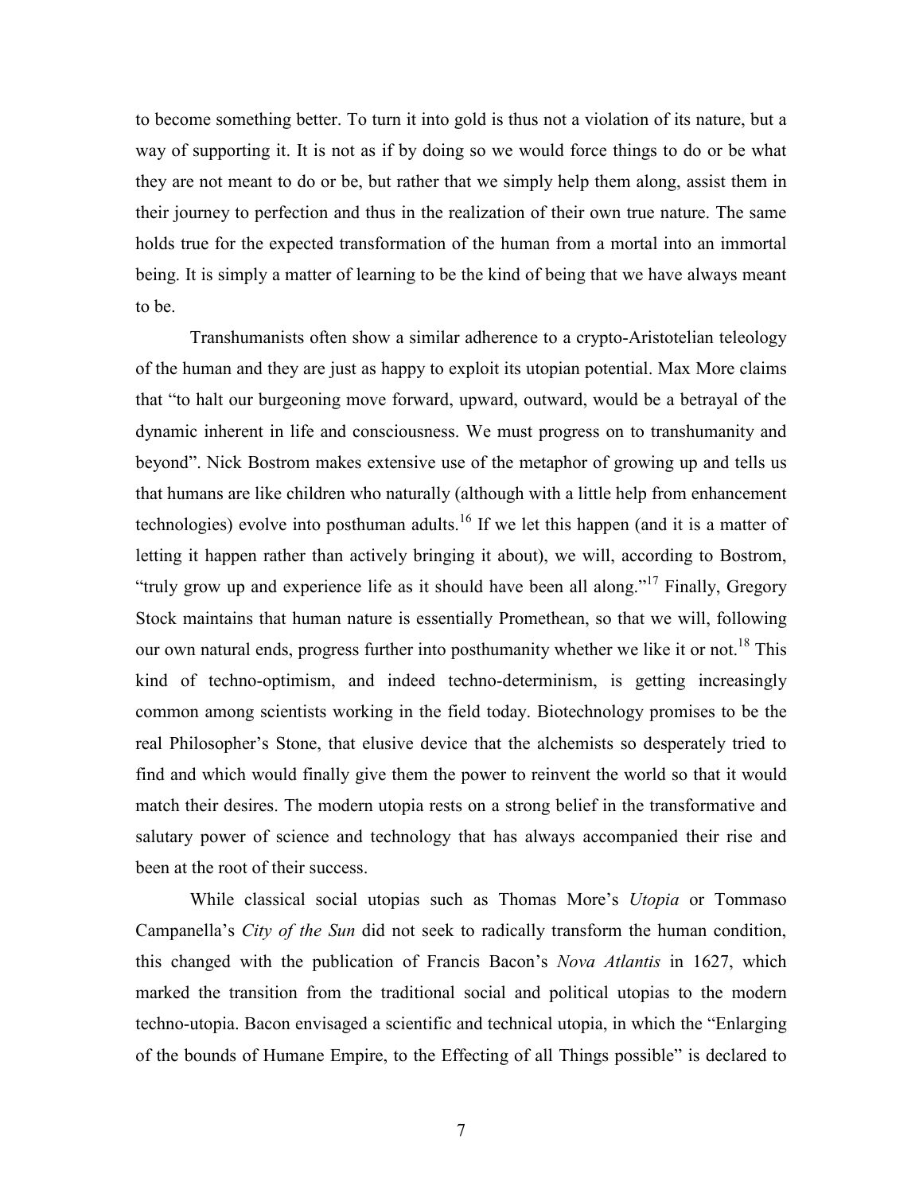to become something better. To turn it into gold is thus not a violation of its nature, but a way of supporting it. It is not as if by doing so we would force things to do or be what they are not meant to do or be, but rather that we simply help them along, assist them in their journey to perfection and thus in the realization of their own true nature. The same holds true for the expected transformation of the human from a mortal into an immortal being. It is simply a matter of learning to be the kind of being that we have always meant to be.

Transhumanists often show a similar adherence to a crypto-Aristotelian teleology of the human and they are just as happy to exploit its utopian potential. Max More claims that "to halt our burgeoning move forward, upward, outward, would be a betrayal of the dynamic inherent in life and consciousness. We must progress on to transhumanity and beyond". Nick Bostrom makes extensive use of the metaphor of growing up and tells us that humans are like children who naturally (although with a little help from enhancement technologies) evolve into posthuman adults.[16] If we let this happen (and it is a matter of letting it happen rather than actively bringing it about), we will, according to Bostrom, "truly grow up and experience life as it should have been all along."[17] Finally, Gregory Stock maintains that human nature is essentially Promethean, so that we will, following our own natural ends, progress further into posthumanity whether we like it or not.[18] This kind of techno-optimism, and indeed techno-determinism, is getting increasingly common among scientists working in the field today. Biotechnology promises to be the real Philosopher's Stone, that elusive device that the alchemists so desperately tried to find and which would finally give them the power to reinvent the world so that it would match their desires. The modern utopia rests on a strong belief in the transformative and salutary power of science and technology that has always accompanied their rise and been at the root of their success.

While classical social utopias such as Thomas More's *Utopia* or Tommaso Campanella's *City of the Sun* did not seek to radically transform the human condition, this changed with the publication of Francis Bacon's *Nova Atlantis* in 1627, which marked the transition from the traditional social and political utopias to the modern techno-utopia. Bacon envisaged a scientific and technical utopia, in which the "Enlarging of the bounds of Humane Empire, to the Effecting of all Things possible" is declared to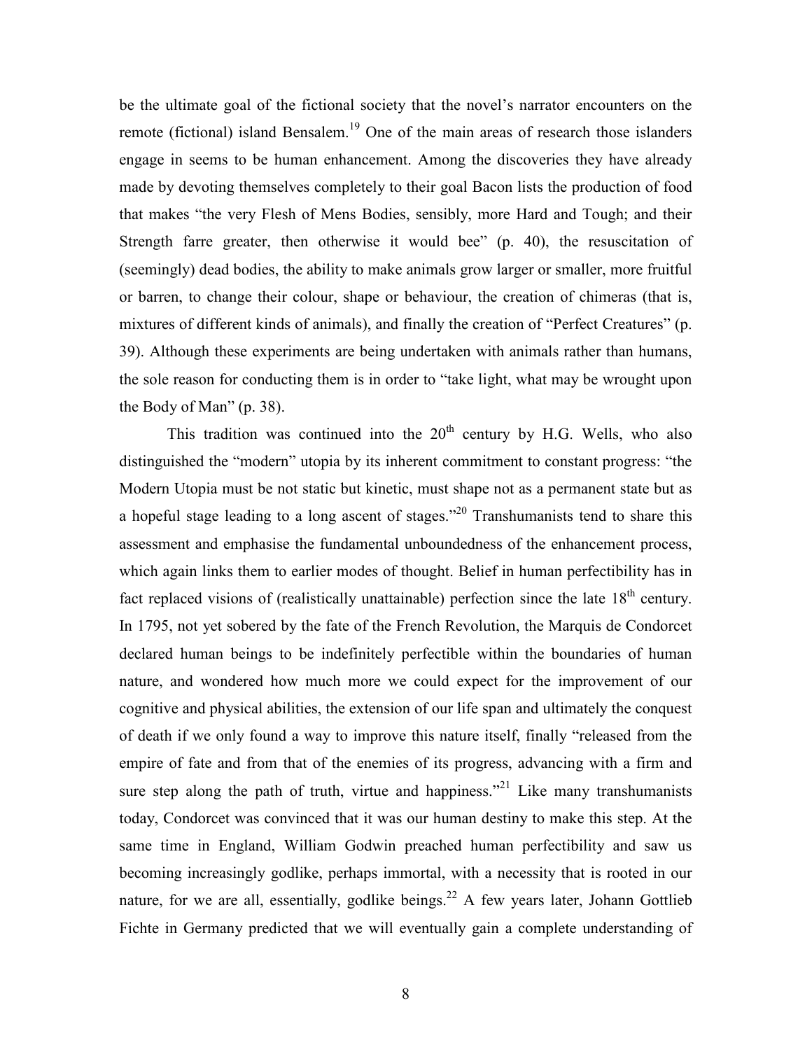be the ultimate goal of the fictional society that the novel's narrator encounters on the remote (fictional) island Bensalem.[19] One of the main areas of research those islanders engage in seems to be human enhancement. Among the discoveries they have already made by devoting themselves completely to their goal Bacon lists the production of food that makes "the very Flesh of Mens Bodies, sensibly, more Hard and Tough; and their Strength farre greater, then otherwise it would bee" (p. 40), the resuscitation of (seemingly) dead bodies, the ability to make animals grow larger or smaller, more fruitful or barren, to change their colour, shape or behaviour, the creation of chimeras (that is, mixtures of different kinds of animals), and finally the creation of "Perfect Creatures" (p. 39). Although these experiments are being undertaken with animals rather than humans, the sole reason for conducting them is in order to "take light, what may be wrought upon the Body of Man" (p. 38).

This tradition was continued into the 20th century by H.G. Wells, who also distinguished the "modern" utopia by its inherent commitment to constant progress: "the Modern Utopia must be not static but kinetic, must shape not as a permanent state but as a hopeful stage leading to a long ascent of stages."[20] Transhumanists tend to share this assessment and emphasise the fundamental unboundedness of the enhancement process, which again links them to earlier modes of thought. Belief in human perfectibility has in fact replaced visions of (realistically unattainable) perfection since the late 18th century. In 1795, not yet sobered by the fate of the French Revolution, the Marquis de Condorcet declared human beings to be indefinitely perfectible within the boundaries of human nature, and wondered how much more we could expect for the improvement of our cognitive and physical abilities, the extension of our life span and ultimately the conquest of death if we only found a way to improve this nature itself, finally "released from the empire of fate and from that of the enemies of its progress, advancing with a firm and sure step along the path of truth, virtue and happiness."[21] Like many transhumanists today, Condorcet was convinced that it was our human destiny to make this step. At the same time in England, William Godwin preached human perfectibility and saw us becoming increasingly godlike, perhaps immortal, with a necessity that is rooted in our nature, for we are all, essentially, godlike beings.[22] A few years later, Johann Gottlieb Fichte in Germany predicted that we will eventually gain a complete understanding of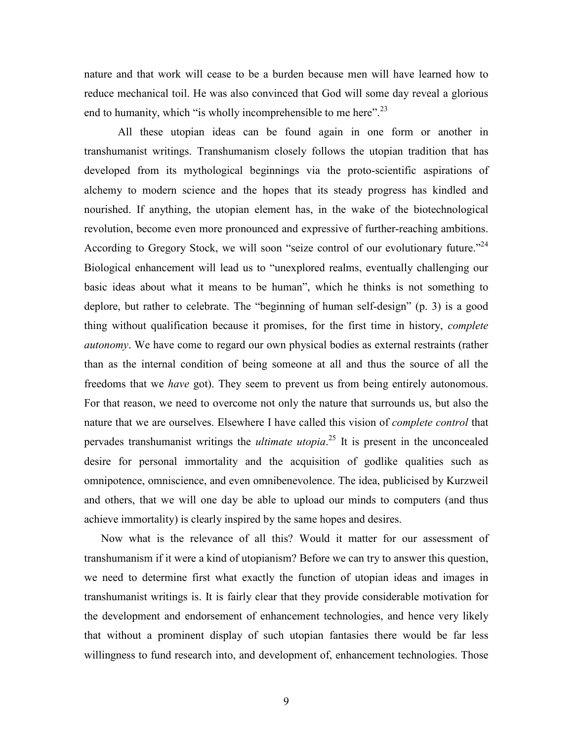nature and that work will cease to be a burden because men will have learned how to reduce mechanical toil. He was also convinced that God will some day reveal a glorious end to humanity, which "is wholly incomprehensible to me here".[23]

All these utopian ideas can be found again in one form or another in transhumanist writings. Transhumanism closely follows the utopian tradition that has developed from its mythological beginnings via the proto-scientific aspirations of alchemy to modern science and the hopes that its steady progress has kindled and nourished. If anything, the utopian element has, in the wake of the biotechnological revolution, become even more pronounced and expressive of further-reaching ambitions. According to Gregory Stock, we will soon "seize control of our evolutionary future."[24] Biological enhancement will lead us to "unexplored realms, eventually challenging our basic ideas about what it means to be human", which he thinks is not something to deplore, but rather to celebrate. The "beginning of human self-design" (p. 3) is a good thing without qualification because it promises, for the first time in history, *complete autonomy*. We have come to regard our own physical bodies as external restraints (rather than as the internal condition of being someone at all and thus the source of all the freedoms that we *have* got). They seem to prevent us from being entirely autonomous. For that reason, we need to overcome not only the nature that surrounds us, but also the nature that we are ourselves. Elsewhere I have called this vision of *complete control* that pervades transhumanist writings the *ultimate utopia*.[25] It is present in the unconcealed desire for personal immortality and the acquisition of godlike qualities such as omnipotence, omniscience, and even omnibenevolence. The idea, publicised by Kurzweil and others, that we will one day be able to upload our minds to computers (and thus achieve immortality) is clearly inspired by the same hopes and desires.

Now what is the relevance of all this? Would it matter for our assessment of transhumanism if it were a kind of utopianism? Before we can try to answer this question, we need to determine first what exactly the function of utopian ideas and images in transhumanist writings is. It is fairly clear that they provide considerable motivation for the development and endorsement of enhancement technologies, and hence very likely that without a prominent display of such utopian fantasies there would be far less willingness to fund research into, and development of, enhancement technologies. Those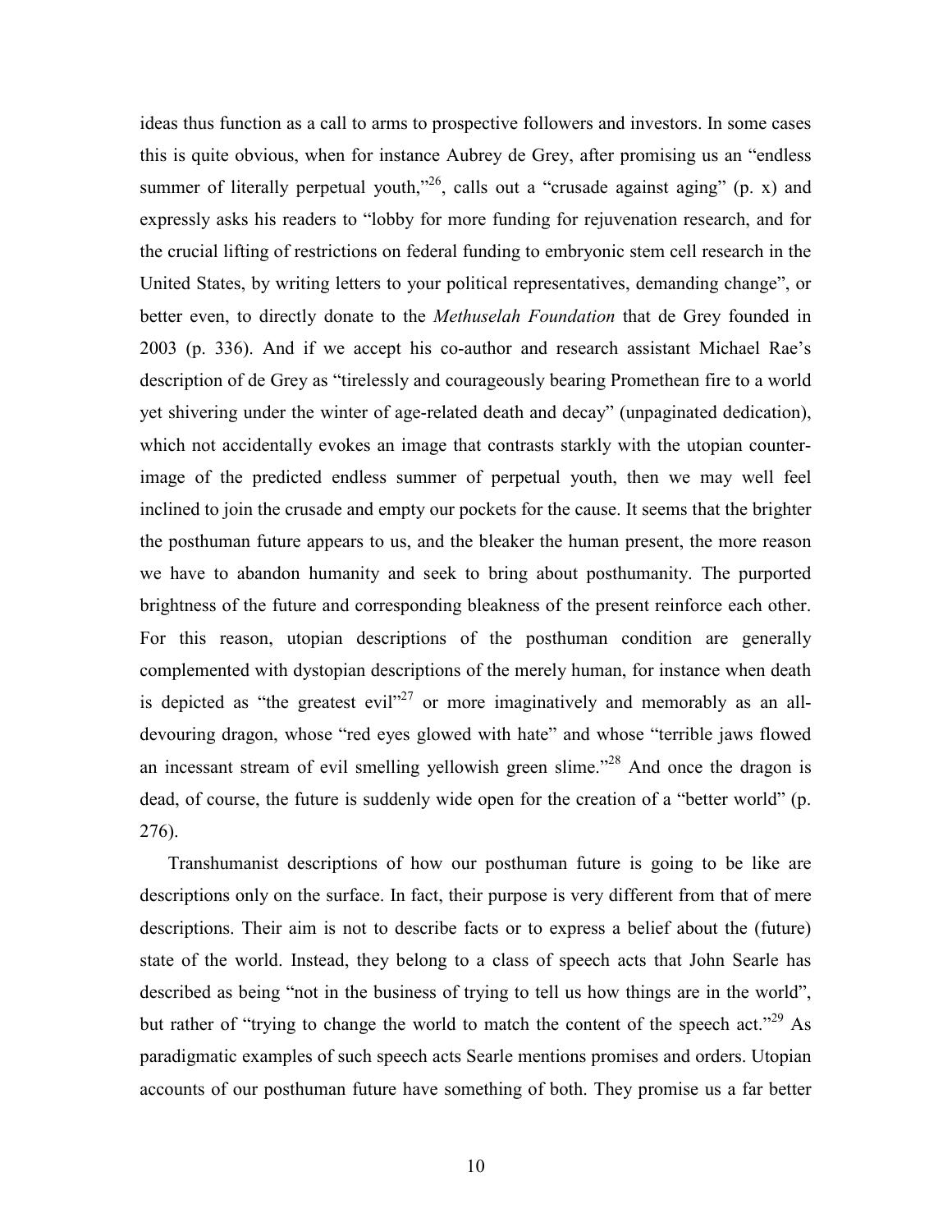ideas thus function as a call to arms to prospective followers and investors. In some cases this is quite obvious, when for instance Aubrey de Grey, after promising us an "endless summer of literally perpetual youth,"[26], calls out a "crusade against aging" (p. x) and expressly asks his readers to "lobby for more funding for rejuvenation research, and for the crucial lifting of restrictions on federal funding to embryonic stem cell research in the United States, by writing letters to your political representatives, demanding change", or better even, to directly donate to the *Methuselah Foundation* that de Grey founded in 2003 (p. 336). And if we accept his co-author and research assistant Michael Rae's description of de Grey as "tirelessly and courageously bearing Promethean fire to a world yet shivering under the winter of age-related death and decay" (unpaginated dedication), which not accidentally evokes an image that contrasts starkly with the utopian counter-image of the predicted endless summer of perpetual youth, then we may well feel inclined to join the crusade and empty our pockets for the cause. It seems that the brighter the posthuman future appears to us, and the bleaker the human present, the more reason we have to abandon humanity and seek to bring about posthumanity. The purported brightness of the future and corresponding bleakness of the present reinforce each other. For this reason, utopian descriptions of the posthuman condition are generally complemented with dystopian descriptions of the merely human, for instance when death is depicted as "the greatest evil"[27] or more imaginatively and memorably as an all-devouring dragon, whose "red eyes glowed with hate" and whose "terrible jaws flowed an incessant stream of evil smelling yellowish green slime."[28] And once the dragon is dead, of course, the future is suddenly wide open for the creation of a "better world" (p. 276).

Transhumanist descriptions of how our posthuman future is going to be like are descriptions only on the surface. In fact, their purpose is very different from that of mere descriptions. Their aim is not to describe facts or to express a belief about the (future) state of the world. Instead, they belong to a class of speech acts that John Searle has described as being "not in the business of trying to tell us how things are in the world", but rather of "trying to change the world to match the content of the speech act."[29] As paradigmatic examples of such speech acts Searle mentions promises and orders. Utopian accounts of our posthuman future have something of both. They promise us a far better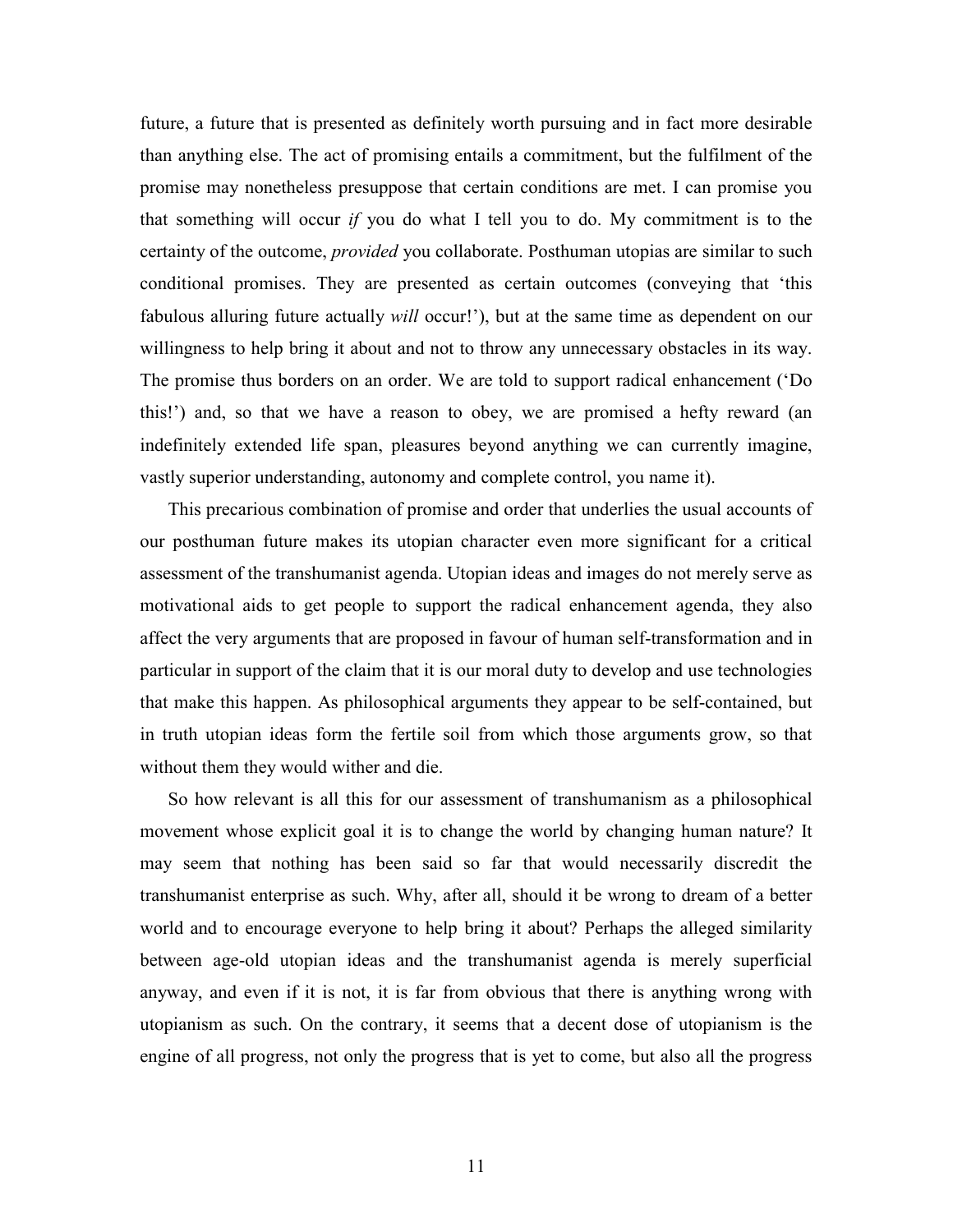future, a future that is presented as definitely worth pursuing and in fact more desirable than anything else. The act of promising entails a commitment, but the fulfilment of the promise may nonetheless presuppose that certain conditions are met. I can promise you that something will occur *if* you do what I tell you to do. My commitment is to the certainty of the outcome, *provided* you collaborate. Posthuman utopias are similar to such conditional promises. They are presented as certain outcomes (conveying that 'this fabulous alluring future actually *will* occur!'), but at the same time as dependent on our willingness to help bring it about and not to throw any unnecessary obstacles in its way. The promise thus borders on an order. We are told to support radical enhancement ('Do this!') and, so that we have a reason to obey, we are promised a hefty reward (an indefinitely extended life span, pleasures beyond anything we can currently imagine, vastly superior understanding, autonomy and complete control, you name it).

This precarious combination of promise and order that underlies the usual accounts of our posthuman future makes its utopian character even more significant for a critical assessment of the transhumanist agenda. Utopian ideas and images do not merely serve as motivational aids to get people to support the radical enhancement agenda, they also affect the very arguments that are proposed in favour of human self-transformation and in particular in support of the claim that it is our moral duty to develop and use technologies that make this happen. As philosophical arguments they appear to be self-contained, but in truth utopian ideas form the fertile soil from which those arguments grow, so that without them they would wither and die.

So how relevant is all this for our assessment of transhumanism as a philosophical movement whose explicit goal it is to change the world by changing human nature? It may seem that nothing has been said so far that would necessarily discredit the transhumanist enterprise as such. Why, after all, should it be wrong to dream of a better world and to encourage everyone to help bring it about? Perhaps the alleged similarity between age-old utopian ideas and the transhumanist agenda is merely superficial anyway, and even if it is not, it is far from obvious that there is anything wrong with utopianism as such. On the contrary, it seems that a decent dose of utopianism is the engine of all progress, not only the progress that is yet to come, but also all the progress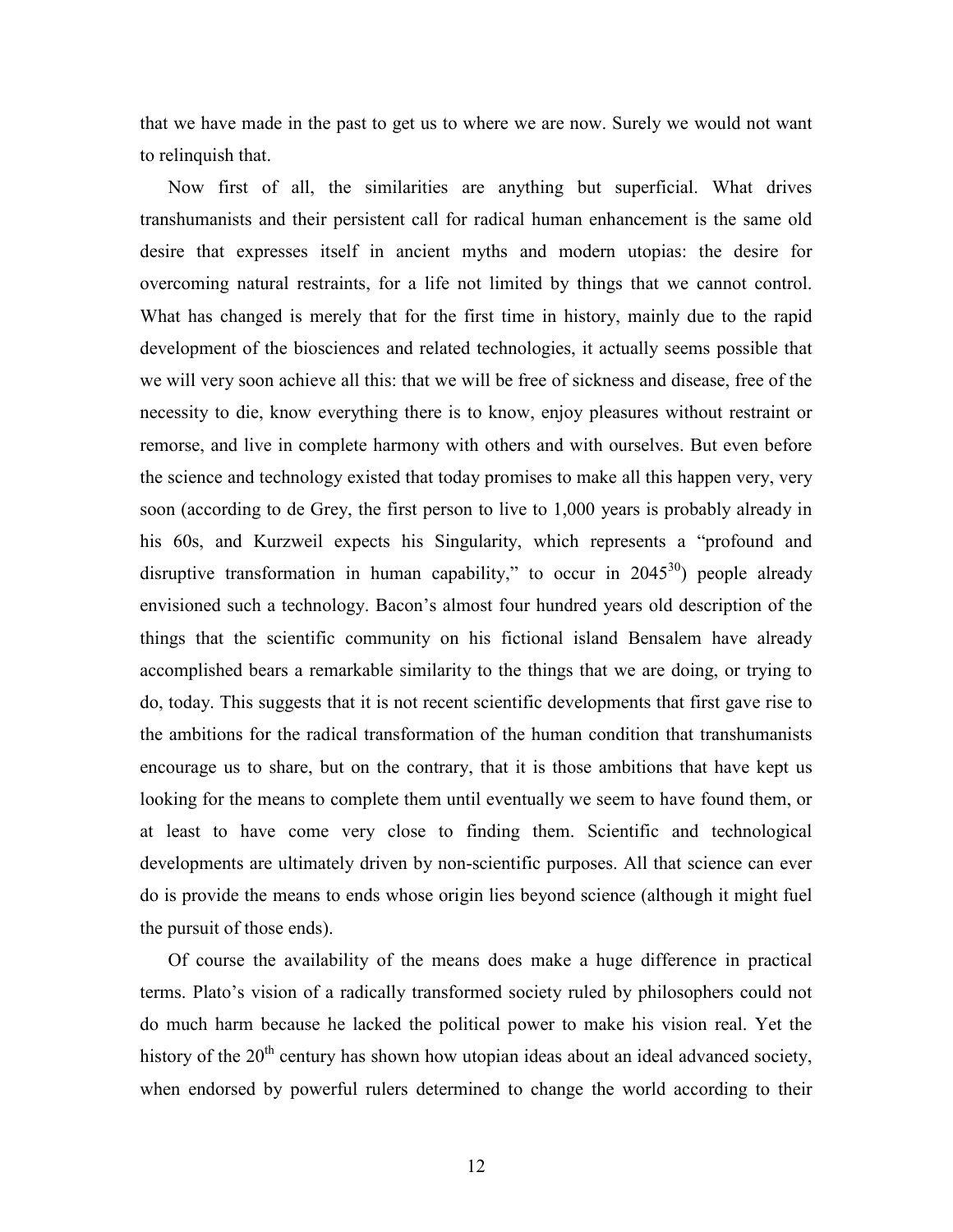that we have made in the past to get us to where we are now. Surely we would not want to relinquish that.

Now first of all, the similarities are anything but superficial. What drives transhumanists and their persistent call for radical human enhancement is the same old desire that expresses itself in ancient myths and modern utopias: the desire for overcoming natural restraints, for a life not limited by things that we cannot control. What has changed is merely that for the first time in history, mainly due to the rapid development of the biosciences and related technologies, it actually seems possible that we will very soon achieve all this: that we will be free of sickness and disease, free of the necessity to die, know everything there is to know, enjoy pleasures without restraint or remorse, and live in complete harmony with others and with ourselves. But even before the science and technology existed that today promises to make all this happen very, very soon (according to de Grey, the first person to live to 1,000 years is probably already in his 60s, and Kurzweil expects his Singularity, which represents a "profound and disruptive transformation in human capability," to occur in 2045[30]) people already envisioned such a technology. Bacon's almost four hundred years old description of the things that the scientific community on his fictional island Bensalem have already accomplished bears a remarkable similarity to the things that we are doing, or trying to do, today. This suggests that it is not recent scientific developments that first gave rise to the ambitions for the radical transformation of the human condition that transhumanists encourage us to share, but on the contrary, that it is those ambitions that have kept us looking for the means to complete them until eventually we seem to have found them, or at least to have come very close to finding them. Scientific and technological developments are ultimately driven by non-scientific purposes. All that science can ever do is provide the means to ends whose origin lies beyond science (although it might fuel the pursuit of those ends).

Of course the availability of the means does make a huge difference in practical terms. Plato's vision of a radically transformed society ruled by philosophers could not do much harm because he lacked the political power to make his vision real. Yet the history of the 20th century has shown how utopian ideas about an ideal advanced society, when endorsed by powerful rulers determined to change the world according to their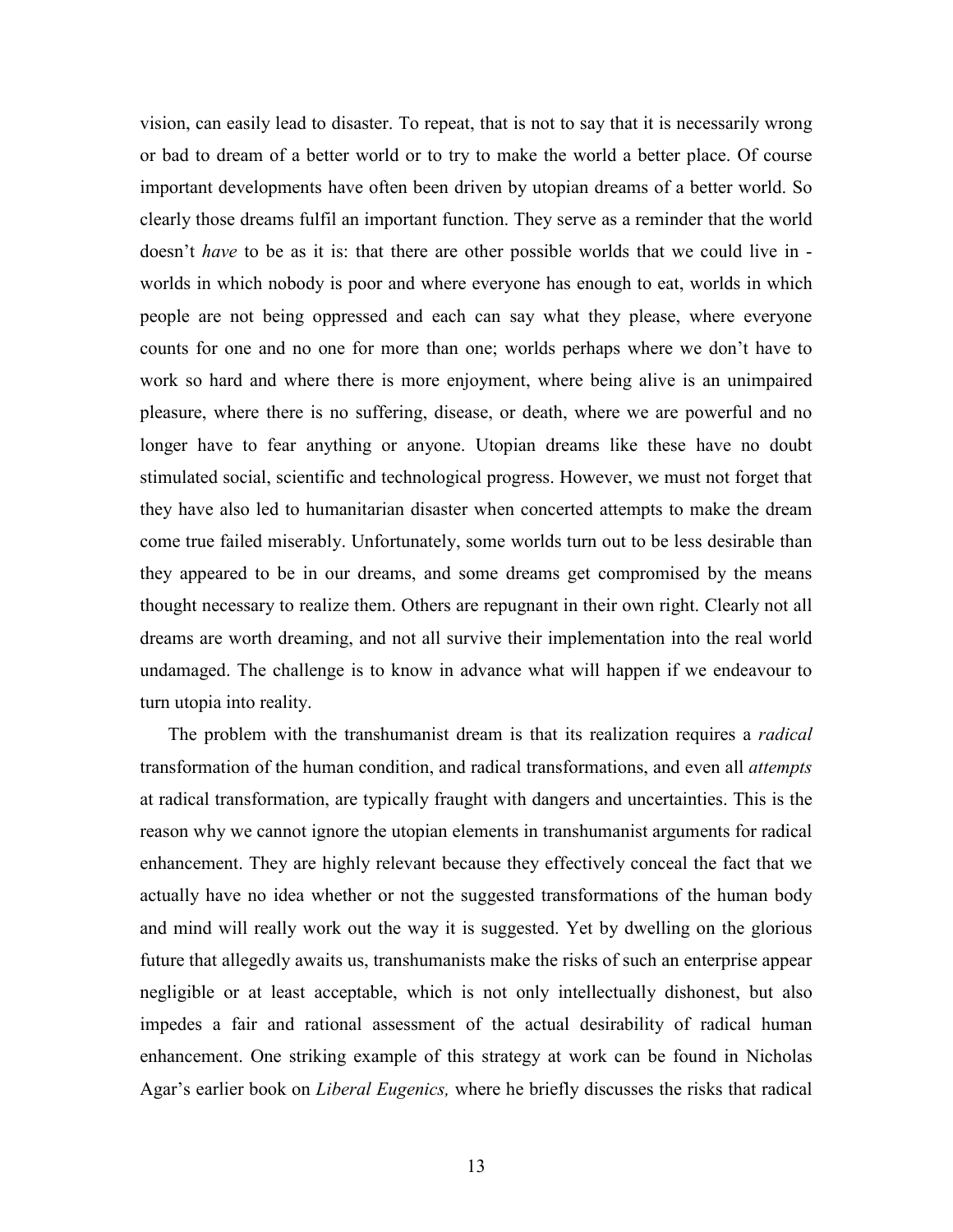vision, can easily lead to disaster. To repeat, that is not to say that it is necessarily wrong or bad to dream of a better world or to try to make the world a better place. Of course important developments have often been driven by utopian dreams of a better world. So clearly those dreams fulfil an important function. They serve as a reminder that the world doesn't *have* to be as it is: that there are other possible worlds that we could live in - worlds in which nobody is poor and where everyone has enough to eat, worlds in which people are not being oppressed and each can say what they please, where everyone counts for one and no one for more than one; worlds perhaps where we don't have to work so hard and where there is more enjoyment, where being alive is an unimpaired pleasure, where there is no suffering, disease, or death, where we are powerful and no longer have to fear anything or anyone. Utopian dreams like these have no doubt stimulated social, scientific and technological progress. However, we must not forget that they have also led to humanitarian disaster when concerted attempts to make the dream come true failed miserably. Unfortunately, some worlds turn out to be less desirable than they appeared to be in our dreams, and some dreams get compromised by the means thought necessary to realize them. Others are repugnant in their own right. Clearly not all dreams are worth dreaming, and not all survive their implementation into the real world undamaged. The challenge is to know in advance what will happen if we endeavour to turn utopia into reality.

The problem with the transhumanist dream is that its realization requires a *radical* transformation of the human condition, and radical transformations, and even all *attempts* at radical transformation, are typically fraught with dangers and uncertainties. This is the reason why we cannot ignore the utopian elements in transhumanist arguments for radical enhancement. They are highly relevant because they effectively conceal the fact that we actually have no idea whether or not the suggested transformations of the human body and mind will really work out the way it is suggested. Yet by dwelling on the glorious future that allegedly awaits us, transhumanists make the risks of such an enterprise appear negligible or at least acceptable, which is not only intellectually dishonest, but also impedes a fair and rational assessment of the actual desirability of radical human enhancement. One striking example of this strategy at work can be found in Nicholas Agar's earlier book on *Liberal Eugenics,* where he briefly discusses the risks that radical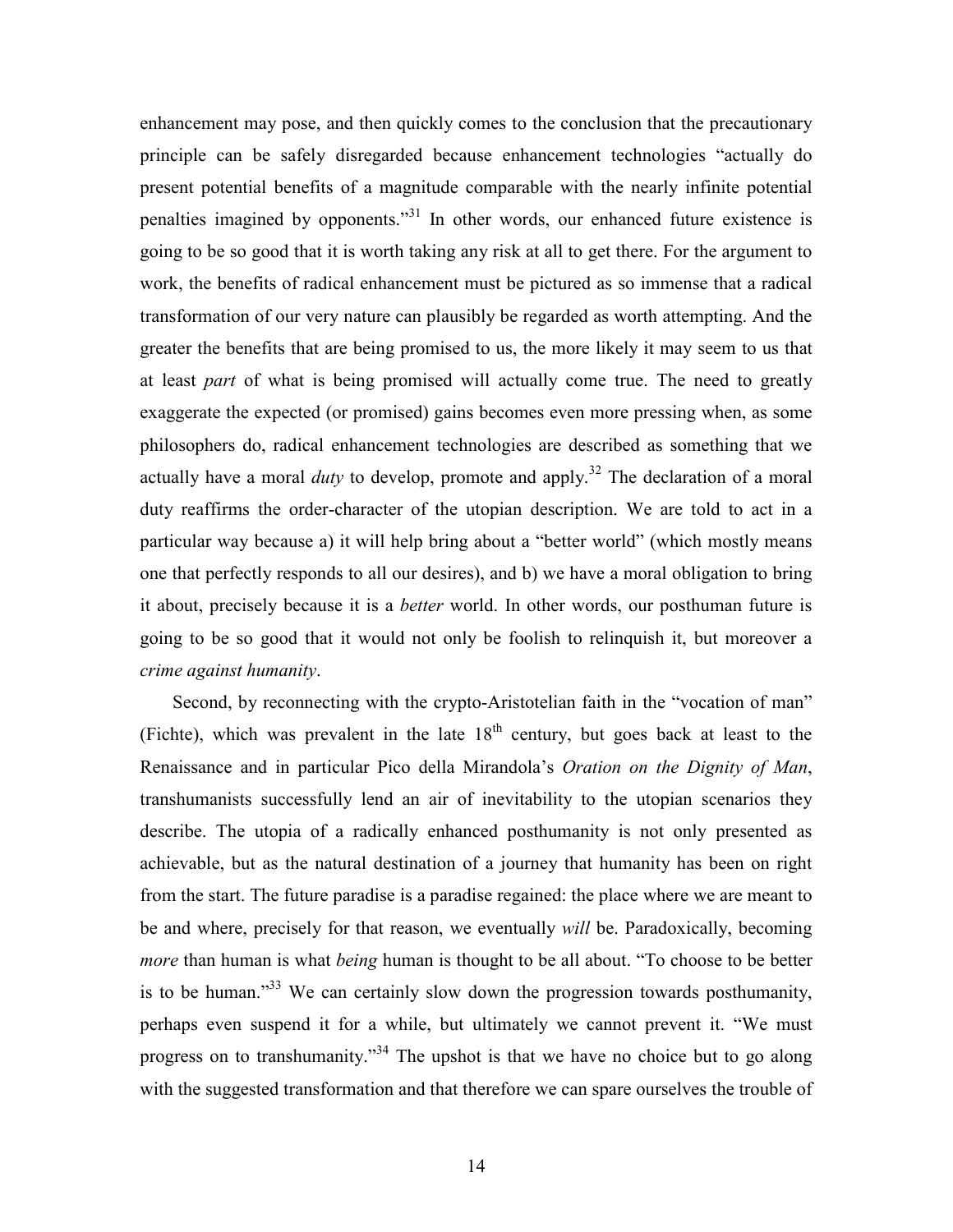enhancement may pose, and then quickly comes to the conclusion that the precautionary principle can be safely disregarded because enhancement technologies "actually do present potential benefits of a magnitude comparable with the nearly infinite potential penalties imagined by opponents."[31] In other words, our enhanced future existence is going to be so good that it is worth taking any risk at all to get there. For the argument to work, the benefits of radical enhancement must be pictured as so immense that a radical transformation of our very nature can plausibly be regarded as worth attempting. And the greater the benefits that are being promised to us, the more likely it may seem to us that at least *part* of what is being promised will actually come true. The need to greatly exaggerate the expected (or promised) gains becomes even more pressing when, as some philosophers do, radical enhancement technologies are described as something that we actually have a moral *duty* to develop, promote and apply.[32] The declaration of a moral duty reaffirms the order-character of the utopian description. We are told to act in a particular way because a) it will help bring about a "better world" (which mostly means one that perfectly responds to all our desires), and b) we have a moral obligation to bring it about, precisely because it is a *better* world. In other words, our posthuman future is going to be so good that it would not only be foolish to relinquish it, but moreover a *crime against humanity*.

Second, by reconnecting with the crypto-Aristotelian faith in the "vocation of man" (Fichte), which was prevalent in the late 18th century, but goes back at least to the Renaissance and in particular Pico della Mirandola's *Oration on the Dignity of Man*, transhumanists successfully lend an air of inevitability to the utopian scenarios they describe. The utopia of a radically enhanced posthumanity is not only presented as achievable, but as the natural destination of a journey that humanity has been on right from the start. The future paradise is a paradise regained: the place where we are meant to be and where, precisely for that reason, we eventually *will* be. Paradoxically, becoming *more* than human is what *being* human is thought to be all about. "To choose to be better is to be human."[33] We can certainly slow down the progression towards posthumanity, perhaps even suspend it for a while, but ultimately we cannot prevent it. "We must progress on to transhumanity."[34] The upshot is that we have no choice but to go along with the suggested transformation and that therefore we can spare ourselves the trouble of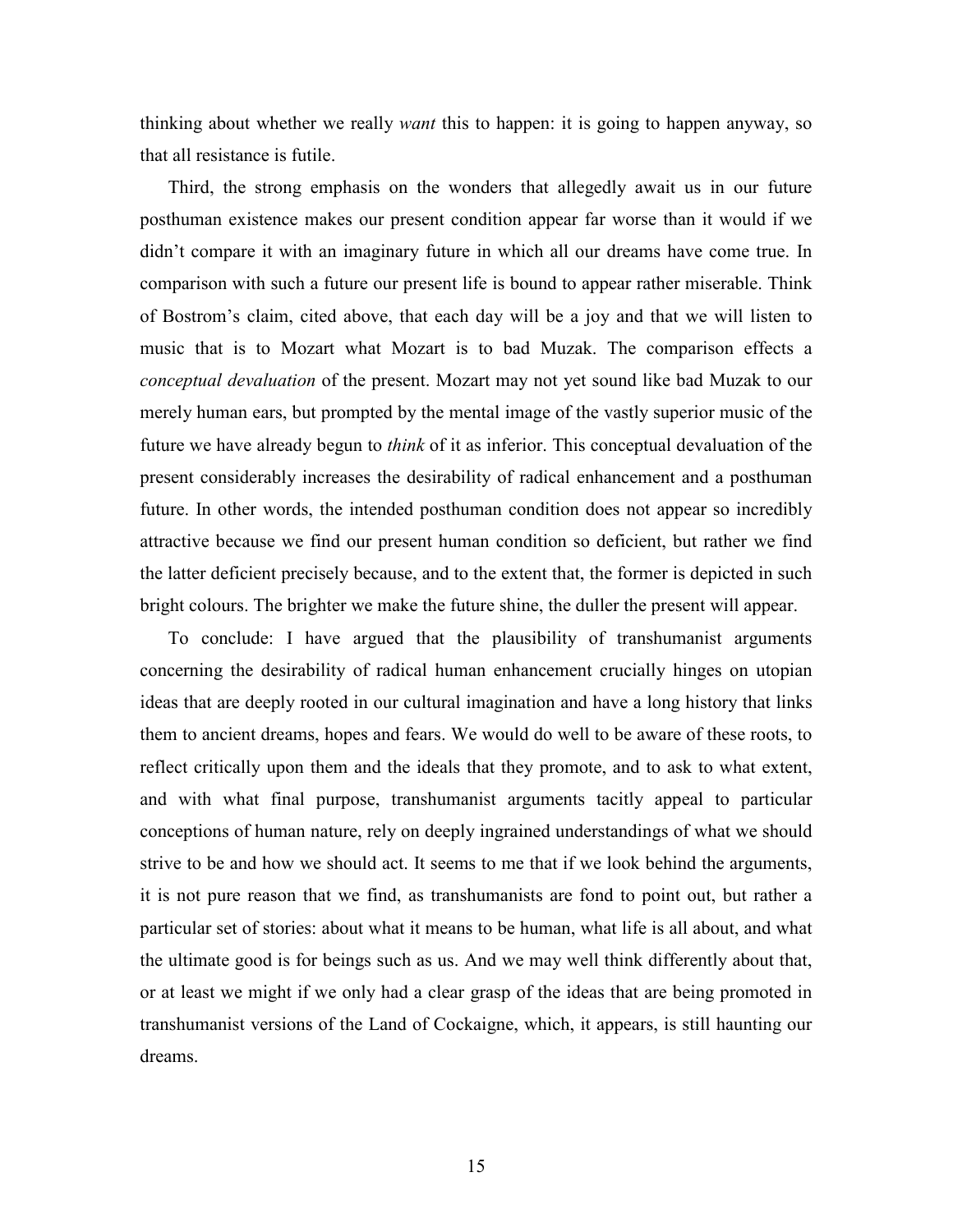thinking about whether we really *want* this to happen: it is going to happen anyway, so that all resistance is futile.

Third, the strong emphasis on the wonders that allegedly await us in our future posthuman existence makes our present condition appear far worse than it would if we didn't compare it with an imaginary future in which all our dreams have come true. In comparison with such a future our present life is bound to appear rather miserable. Think of Bostrom's claim, cited above, that each day will be a joy and that we will listen to music that is to Mozart what Mozart is to bad Muzak. The comparison effects a *conceptual devaluation* of the present. Mozart may not yet sound like bad Muzak to our merely human ears, but prompted by the mental image of the vastly superior music of the future we have already begun to *think* of it as inferior. This conceptual devaluation of the present considerably increases the desirability of radical enhancement and a posthuman future. In other words, the intended posthuman condition does not appear so incredibly attractive because we find our present human condition so deficient, but rather we find the latter deficient precisely because, and to the extent that, the former is depicted in such bright colours. The brighter we make the future shine, the duller the present will appear.

To conclude: I have argued that the plausibility of transhumanist arguments concerning the desirability of radical human enhancement crucially hinges on utopian ideas that are deeply rooted in our cultural imagination and have a long history that links them to ancient dreams, hopes and fears. We would do well to be aware of these roots, to reflect critically upon them and the ideals that they promote, and to ask to what extent, and with what final purpose, transhumanist arguments tacitly appeal to particular conceptions of human nature, rely on deeply ingrained understandings of what we should strive to be and how we should act. It seems to me that if we look behind the arguments, it is not pure reason that we find, as transhumanists are fond to point out, but rather a particular set of stories: about what it means to be human, what life is all about, and what the ultimate good is for beings such as us. And we may well think differently about that, or at least we might if we only had a clear grasp of the ideas that are being promoted in transhumanist versions of the Land of Cockaigne, which, it appears, is still haunting our dreams.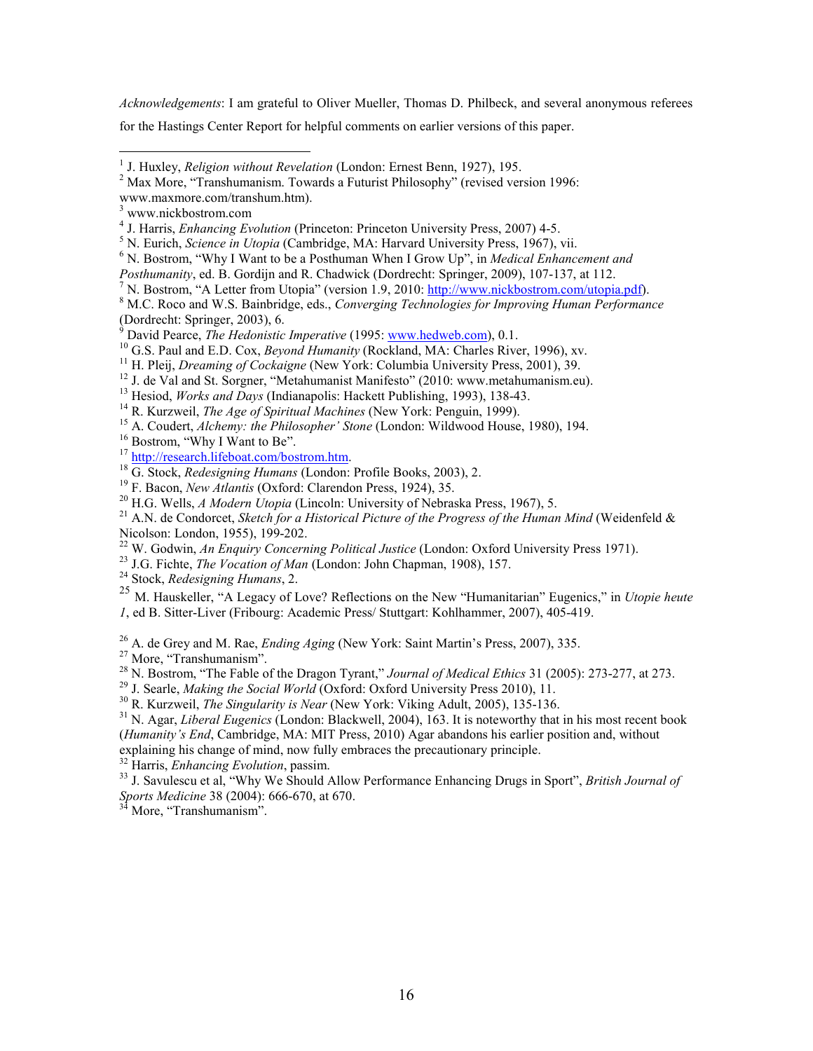*Acknowledgements*: I am grateful to Oliver Mueller, Thomas D. Philbeck, and several anonymous referees for the Hastings Center Report for helpful comments on earlier versions of this paper.

---

[1] J. Huxley, *Religion without Revelation* (London: Ernest Benn, 1927), 195.

[2] Max More, "Transhumanism. Towards a Futurist Philosophy" (revised version 1996: www.maxmore.com/transhum.htm).

[3] www.nickbostrom.com

[4] J. Harris, *Enhancing Evolution* (Princeton: Princeton University Press, 2007) 4-5.

[5] N. Eurich, *Science in Utopia* (Cambridge, MA: Harvard University Press, 1967), vii.

[6] N. Bostrom, "Why I Want to be a Posthuman When I Grow Up", in *Medical Enhancement and Posthumanity*, ed. B. Gordijn and R. Chadwick (Dordrecht: Springer, 2009), 107-137, at 112.

[7] N. Bostrom, "A Letter from Utopia" (version 1.9, 2010: http://www.nickbostrom.com/utopia.pdf).

[8] M.C. Roco and W.S. Bainbridge, eds., *Converging Technologies for Improving Human Performance* (Dordrecht: Springer, 2003), 6.

[9] David Pearce, *The Hedonistic Imperative* (1995: www.hedweb.com), 0.1.

[10] G.S. Paul and E.D. Cox, *Beyond Humanity* (Rockland, MA: Charles River, 1996), xv.

[11] H. Pleij, *Dreaming of Cockaigne* (New York: Columbia University Press, 2001), 39.

[12] J. de Val and St. Sorgner, "Metahumanist Manifesto" (2010: www.metahumanism.eu).

[13] Hesiod, *Works and Days* (Indianapolis: Hackett Publishing, 1993), 138-43.

[14] R. Kurzweil, *The Age of Spiritual Machines* (New York: Penguin, 1999).

[15] A. Coudert, *Alchemy: the Philosopher' Stone* (London: Wildwood House, 1980), 194.

[16] Bostrom, "Why I Want to Be".

[17] http://research.lifeboat.com/bostrom.htm.

[18] G. Stock, *Redesigning Humans* (London: Profile Books, 2003), 2.

[19] F. Bacon, *New Atlantis* (Oxford: Clarendon Press, 1924), 35.

[20] H.G. Wells, *A Modern Utopia* (Lincoln: University of Nebraska Press, 1967), 5.

[21] A.N. de Condorcet, *Sketch for a Historical Picture of the Progress of the Human Mind* (Weidenfeld & Nicolson: London, 1955), 199-202.

[22] W. Godwin, *An Enquiry Concerning Political Justice* (London: Oxford University Press 1971).

[23] J.G. Fichte, *The Vocation of Man* (London: John Chapman, 1908), 157.

[24] Stock, *Redesigning Humans*, 2.

[25] M. Hauskeller, "A Legacy of Love? Reflections on the New "Humanitarian" Eugenics," in *Utopie heute 1*, ed B. Sitter-Liver (Fribourg: Academic Press/ Stuttgart: Kohlhammer, 2007), 405-419.

[26] A. de Grey and M. Rae, *Ending Aging* (New York: Saint Martin's Press, 2007), 335.

[27] More, "Transhumanism".

[28] N. Bostrom, "The Fable of the Dragon Tyrant," *Journal of Medical Ethics* 31 (2005): 273-277, at 273.

[29] J. Searle, *Making the Social World* (Oxford: Oxford University Press 2010), 11.

[30] R. Kurzweil, *The Singularity is Near* (New York: Viking Adult, 2005), 135-136.

[31] N. Agar, *Liberal Eugenics* (London: Blackwell, 2004), 163. It is noteworthy that in his most recent book (*Humanity's End*, Cambridge, MA: MIT Press, 2010) Agar abandons his earlier position and, without explaining his change of mind, now fully embraces the precautionary principle.

[32] Harris, *Enhancing Evolution*, passim.

[33] J. Savulescu et al, "Why We Should Allow Performance Enhancing Drugs in Sport", *British Journal of Sports Medicine* 38 (2004): 666-670, at 670.

[34] More, "Transhumanism".